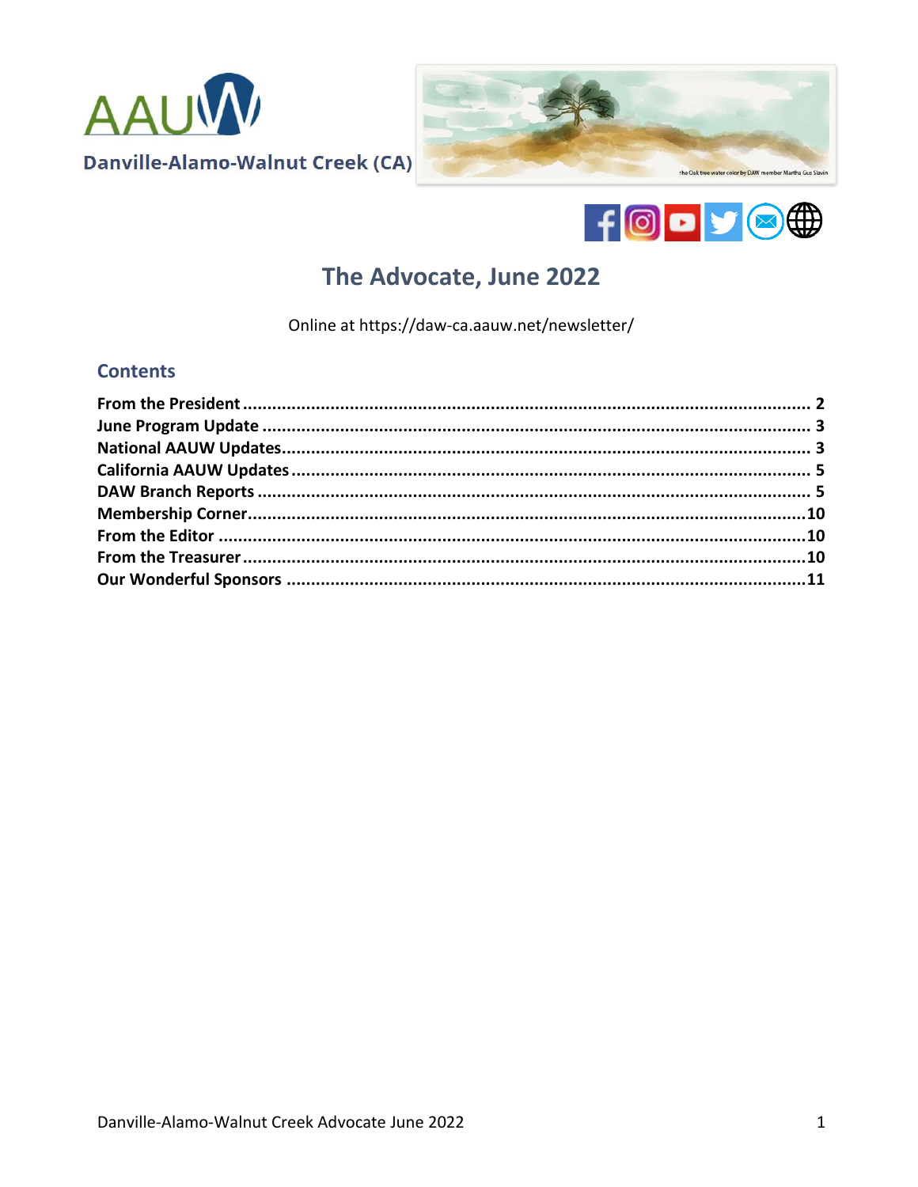Danville-Alamo-Walnut Creek (CA)

The Oak tree water color by DAW member Martha Gus Slavin

# The Advocate, June 2022

Online at https://daw-ca.aauw.net/newsletter/

## Contents

**From the President** ........................................................................................................ 2
**June Program Update** ...................................................................................................... 3
**National AAUW Updates** .................................................................................................. 3
**California AAUW Updates** ............................................................................................... 5
**DAW Branch Reports** ....................................................................................................... 5
**Membership Corner** ........................................................................................................ 10
**From the Editor** ............................................................................................................. 10
**From the Treasurer** ........................................................................................................ 10
**Our Wonderful Sponsors** ................................................................................................ 11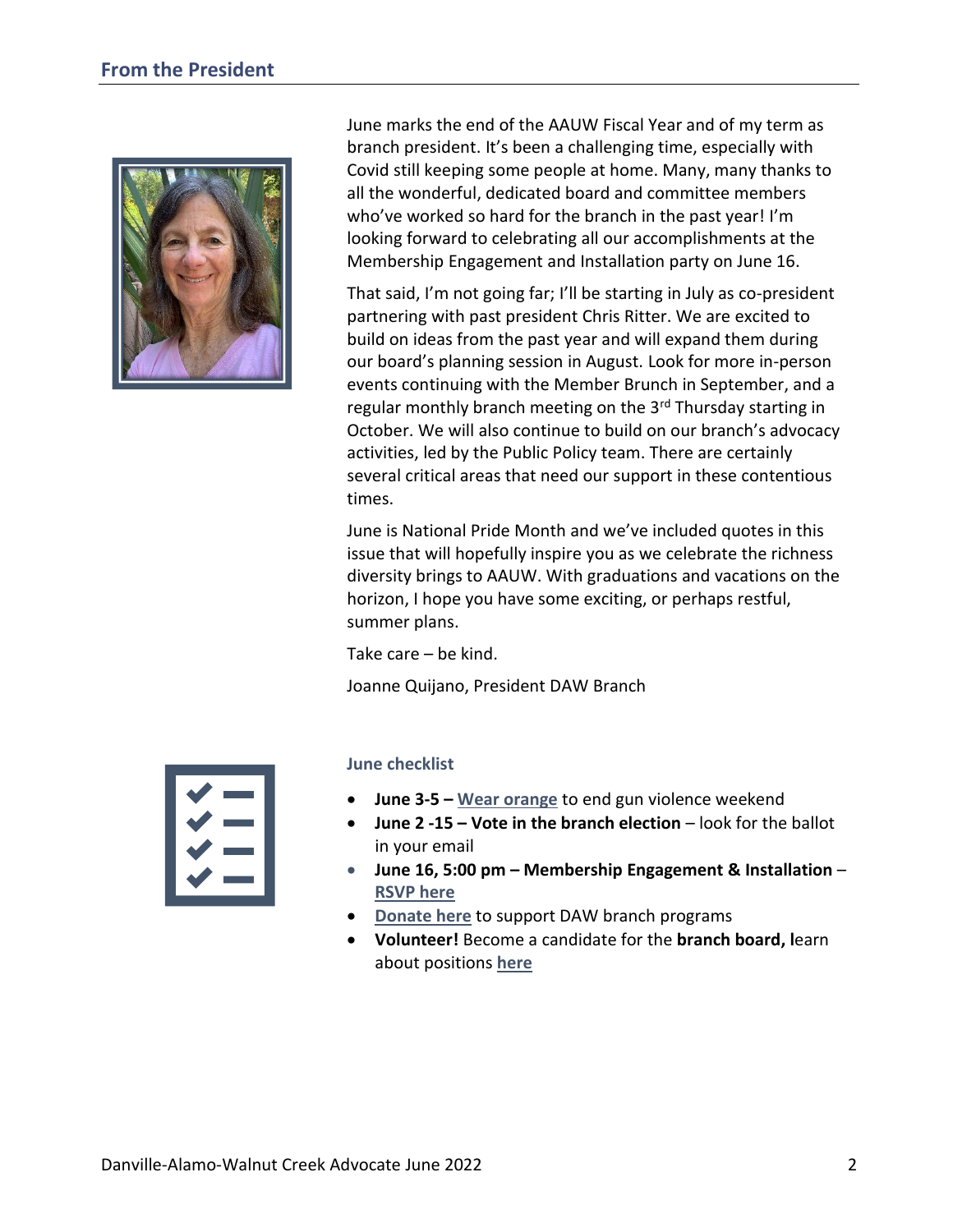## From the President

June marks the end of the AAUW Fiscal Year and of my term as branch president. It's been a challenging time, especially with Covid still keeping some people at home. Many, many thanks to all the wonderful, dedicated board and committee members who've worked so hard for the branch in the past year! I'm looking forward to celebrating all our accomplishments at the Membership Engagement and Installation party on June 16.

That said, I'm not going far; I'll be starting in July as co-president partnering with past president Chris Ritter. We are excited to build on ideas from the past year and will expand them during our board's planning session in August. Look for more in-person events continuing with the Member Brunch in September, and a regular monthly branch meeting on the 3rd Thursday starting in October. We will also continue to build on our branch's advocacy activities, led by the Public Policy team. There are certainly several critical areas that need our support in these contentious times.

June is National Pride Month and we've included quotes in this issue that will hopefully inspire you as we celebrate the richness diversity brings to AAUW. With graduations and vacations on the horizon, I hope you have some exciting, or perhaps restful, summer plans.

Take care – be kind.

Joanne Quijano, President DAW Branch

### June checklist

- **June 3-5 –** Wear orange to end gun violence weekend
- **June 2 -15 – Vote in the branch election** – look for the ballot in your email
- **June 16, 5:00 pm – Membership Engagement & Installation** – **RSVP here**
- **Donate here** to support DAW branch programs
- **Volunteer!** Become a candidate for the **branch board, l**earn about positions **here**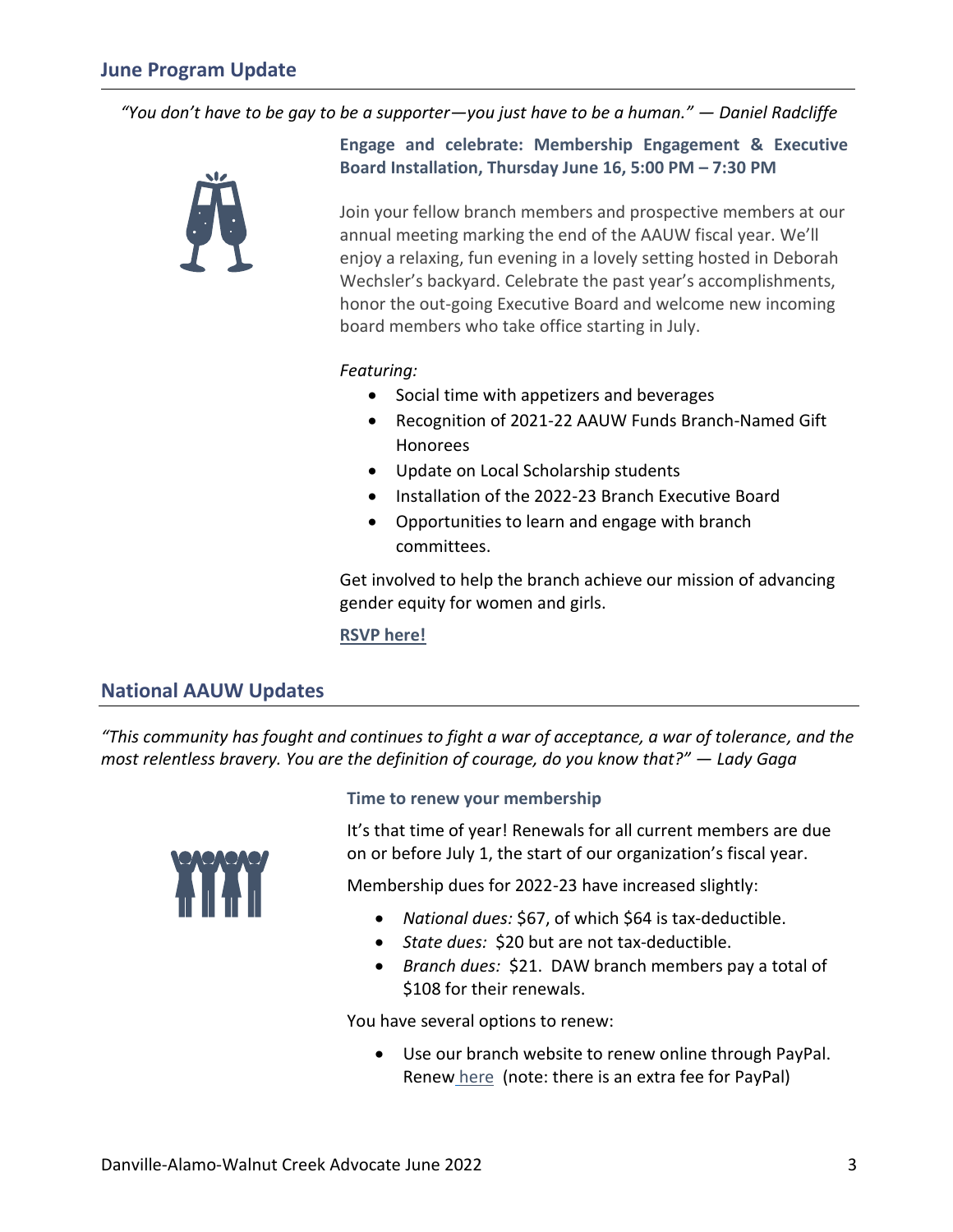## June Program Update

*"You don't have to be gay to be a supporter—you just have to be a human." — Daniel Radcliffe*

**Engage and celebrate: Membership Engagement & Executive Board Installation, Thursday June 16, 5:00 PM – 7:30 PM**

Join your fellow branch members and prospective members at our annual meeting marking the end of the AAUW fiscal year. We'll enjoy a relaxing, fun evening in a lovely setting hosted in Deborah Wechsler's backyard. Celebrate the past year's accomplishments, honor the out-going Executive Board and welcome new incoming board members who take office starting in July.

*Featuring:*

- Social time with appetizers and beverages
- Recognition of 2021-22 AAUW Funds Branch-Named Gift Honorees
- Update on Local Scholarship students
- Installation of the 2022-23 Branch Executive Board
- Opportunities to learn and engage with branch committees.

Get involved to help the branch achieve our mission of advancing gender equity for women and girls.

**RSVP here!**

## National AAUW Updates

*"This community has fought and continues to fight a war of acceptance, a war of tolerance, and the most relentless bravery. You are the definition of courage, do you know that?" — Lady Gaga*

**Time to renew your membership**

It's that time of year! Renewals for all current members are due on or before July 1, the start of our organization's fiscal year.

Membership dues for 2022-23 have increased slightly:

- *National dues:* $67, of which $64 is tax-deductible.
- *State dues:* $20 but are not tax-deductible.
- *Branch dues:* $21. DAW branch members pay a total of $108 for their renewals.

You have several options to renew:

- Use our branch website to renew online through PayPal. Renew here (note: there is an extra fee for PayPal)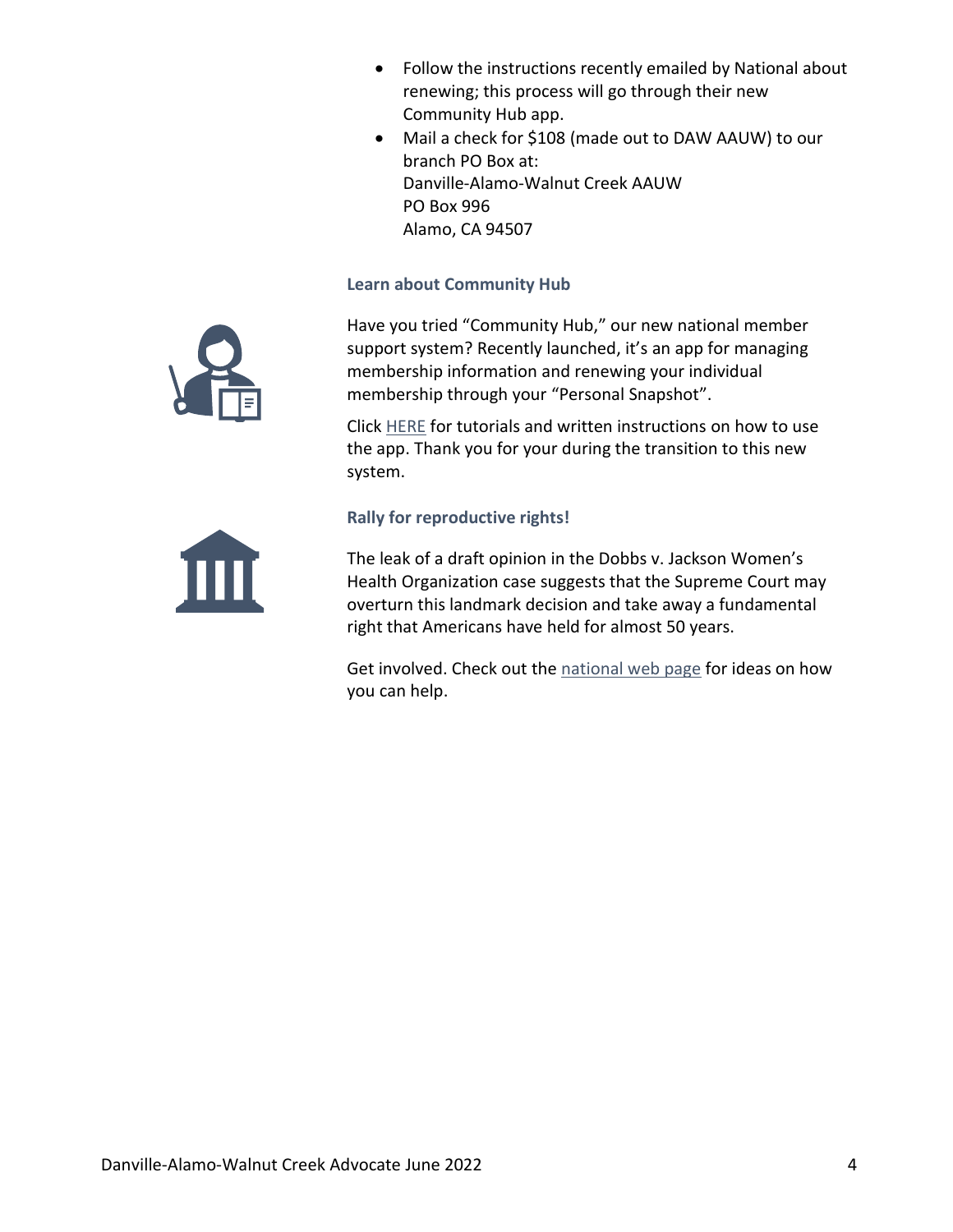- Follow the instructions recently emailed by National about renewing; this process will go through their new Community Hub app.
- Mail a check for $108 (made out to DAW AAUW) to our branch PO Box at:  
  Danville-Alamo-Walnut Creek AAUW  
  PO Box 996  
  Alamo, CA 94507

### Learn about Community Hub

Have you tried "Community Hub," our new national member support system? Recently launched, it's an app for managing membership information and renewing your individual membership through your "Personal Snapshot".

Click HERE for tutorials and written instructions on how to use the app. Thank you for your during the transition to this new system.

### Rally for reproductive rights!

The leak of a draft opinion in the Dobbs v. Jackson Women's Health Organization case suggests that the Supreme Court may overturn this landmark decision and take away a fundamental right that Americans have held for almost 50 years.

Get involved. Check out the national web page for ideas on how you can help.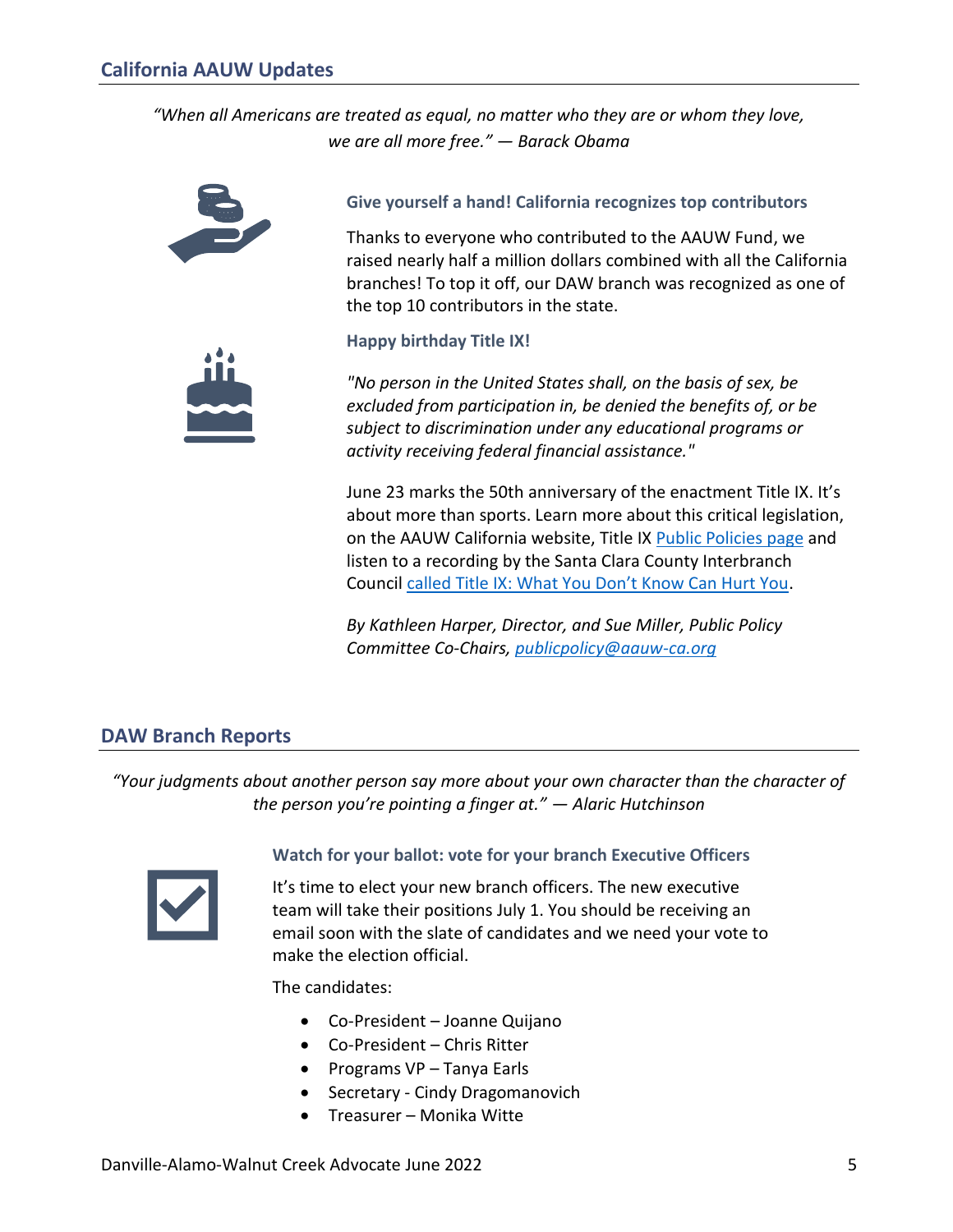## California AAUW Updates

*“When all Americans are treated as equal, no matter who they are or whom they love, we are all more free.” — Barack Obama*

### Give yourself a hand! California recognizes top contributors

Thanks to everyone who contributed to the AAUW Fund, we raised nearly half a million dollars combined with all the California branches! To top it off, our DAW branch was recognized as one of the top 10 contributors in the state.

### Happy birthday Title IX!

*"No person in the United States shall, on the basis of sex, be excluded from participation in, be denied the benefits of, or be subject to discrimination under any educational programs or activity receiving federal financial assistance."*

June 23 marks the 50th anniversary of the enactment Title IX. It’s about more than sports. Learn more about this critical legislation, on the AAUW California website, Title IX Public Policies page and listen to a recording by the Santa Clara County Interbranch Council called Title IX: What You Don’t Know Can Hurt You.

*By Kathleen Harper, Director, and Sue Miller, Public Policy Committee Co-Chairs, publicpolicy@aauw-ca.org*

## DAW Branch Reports

*“Your judgments about another person say more about your own character than the character of the person you’re pointing a finger at.” — Alaric Hutchinson*

### Watch for your ballot: vote for your branch Executive Officers

It’s time to elect your new branch officers. The new executive team will take their positions July 1. You should be receiving an email soon with the slate of candidates and we need your vote to make the election official.

The candidates:

- Co-President – Joanne Quijano
- Co-President – Chris Ritter
- Programs VP – Tanya Earls
- Secretary - Cindy Dragomanovich
- Treasurer – Monika Witte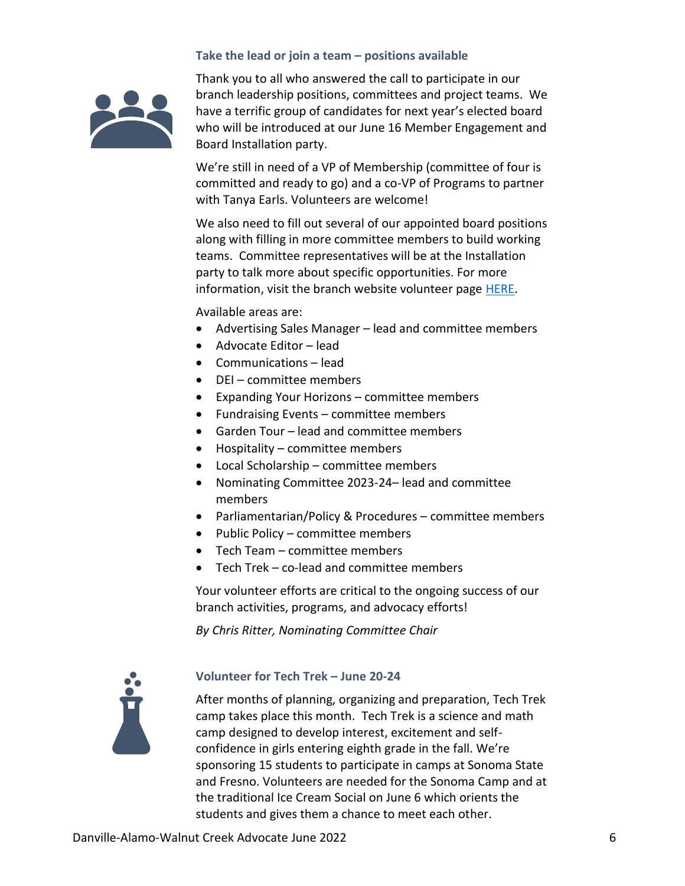### Take the lead or join a team – positions available

Thank you to all who answered the call to participate in our branch leadership positions, committees and project teams. We have a terrific group of candidates for next year's elected board who will be introduced at our June 16 Member Engagement and Board Installation party.

We're still in need of a VP of Membership (committee of four is committed and ready to go) and a co-VP of Programs to partner with Tanya Earls. Volunteers are welcome!

We also need to fill out several of our appointed board positions along with filling in more committee members to build working teams. Committee representatives will be at the Installation party to talk more about specific opportunities. For more information, visit the branch website volunteer page HERE.

Available areas are:

- Advertising Sales Manager – lead and committee members
- Advocate Editor – lead
- Communications – lead
- DEI – committee members
- Expanding Your Horizons – committee members
- Fundraising Events – committee members
- Garden Tour – lead and committee members
- Hospitality – committee members
- Local Scholarship – committee members
- Nominating Committee 2023-24– lead and committee members
- Parliamentarian/Policy & Procedures – committee members
- Public Policy – committee members
- Tech Team – committee members
- Tech Trek – co-lead and committee members

Your volunteer efforts are critical to the ongoing success of our branch activities, programs, and advocacy efforts!

*By Chris Ritter, Nominating Committee Chair*

### Volunteer for Tech Trek – June 20-24

After months of planning, organizing and preparation, Tech Trek camp takes place this month. Tech Trek is a science and math camp designed to develop interest, excitement and self-confidence in girls entering eighth grade in the fall. We're sponsoring 15 students to participate in camps at Sonoma State and Fresno. Volunteers are needed for the Sonoma Camp and at the traditional Ice Cream Social on June 6 which orients the students and gives them a chance to meet each other.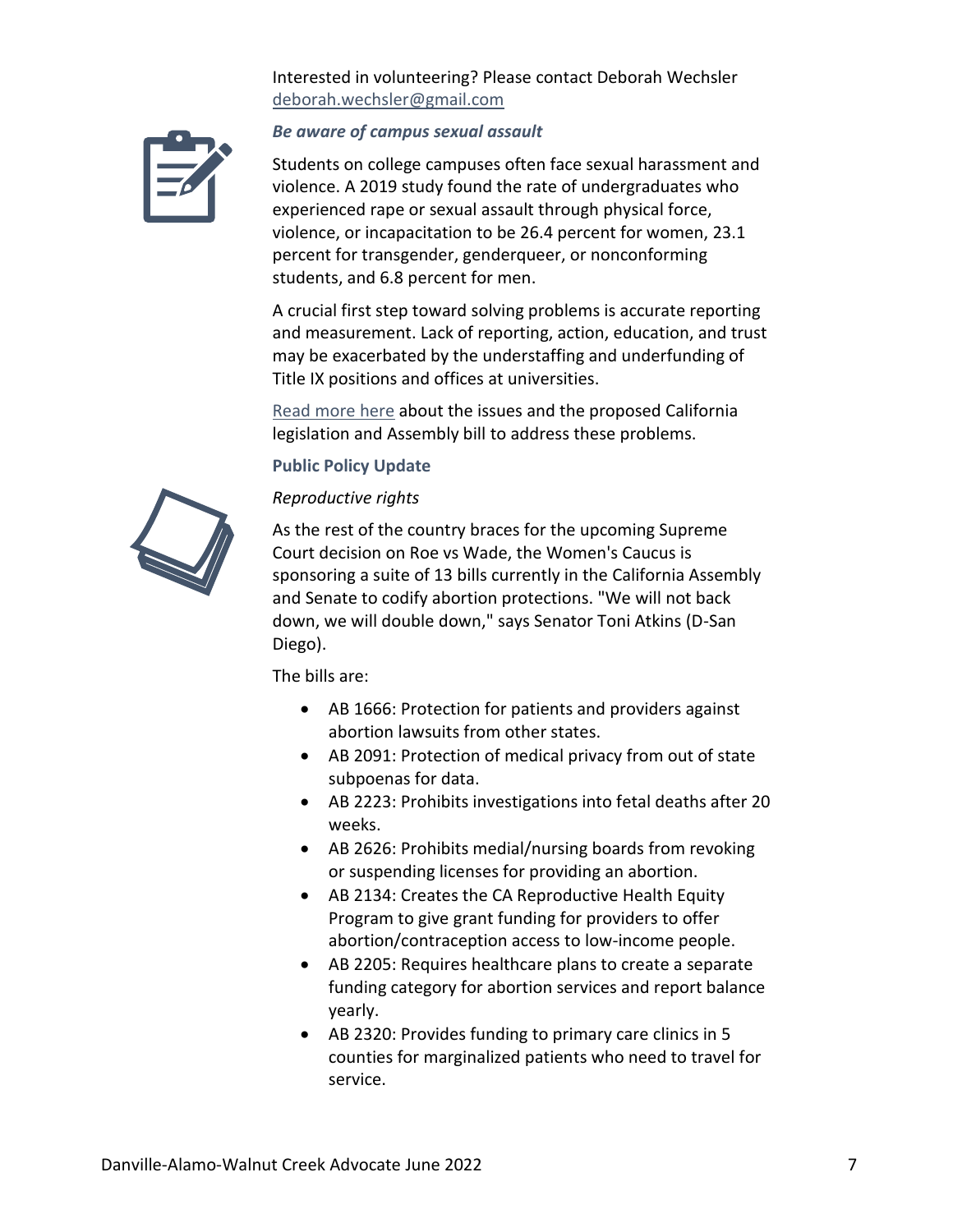Interested in volunteering? Please contact Deborah Wechsler [deborah.wechsler@gmail.com](mailto:deborah.wechsler@gmail.com)

***Be aware of campus sexual assault***

Students on college campuses often face sexual harassment and violence. A 2019 study found the rate of undergraduates who experienced rape or sexual assault through physical force, violence, or incapacitation to be 26.4 percent for women, 23.1 percent for transgender, genderqueer, or nonconforming students, and 6.8 percent for men.

A crucial first step toward solving problems is accurate reporting and measurement. Lack of reporting, action, education, and trust may be exacerbated by the understaffing and underfunding of Title IX positions and offices at universities.

Read more here about the issues and the proposed California legislation and Assembly bill to address these problems.

**Public Policy Update**

*Reproductive rights*

As the rest of the country braces for the upcoming Supreme Court decision on Roe vs Wade, the Women's Caucus is sponsoring a suite of 13 bills currently in the California Assembly and Senate to codify abortion protections. "We will not back down, we will double down," says Senator Toni Atkins (D-San Diego).

The bills are:

- AB 1666: Protection for patients and providers against abortion lawsuits from other states.
- AB 2091: Protection of medical privacy from out of state subpoenas for data.
- AB 2223: Prohibits investigations into fetal deaths after 20 weeks.
- AB 2626: Prohibits medial/nursing boards from revoking or suspending licenses for providing an abortion.
- AB 2134: Creates the CA Reproductive Health Equity Program to give grant funding for providers to offer abortion/contraception access to low-income people.
- AB 2205: Requires healthcare plans to create a separate funding category for abortion services and report balance yearly.
- AB 2320: Provides funding to primary care clinics in 5 counties for marginalized patients who need to travel for service.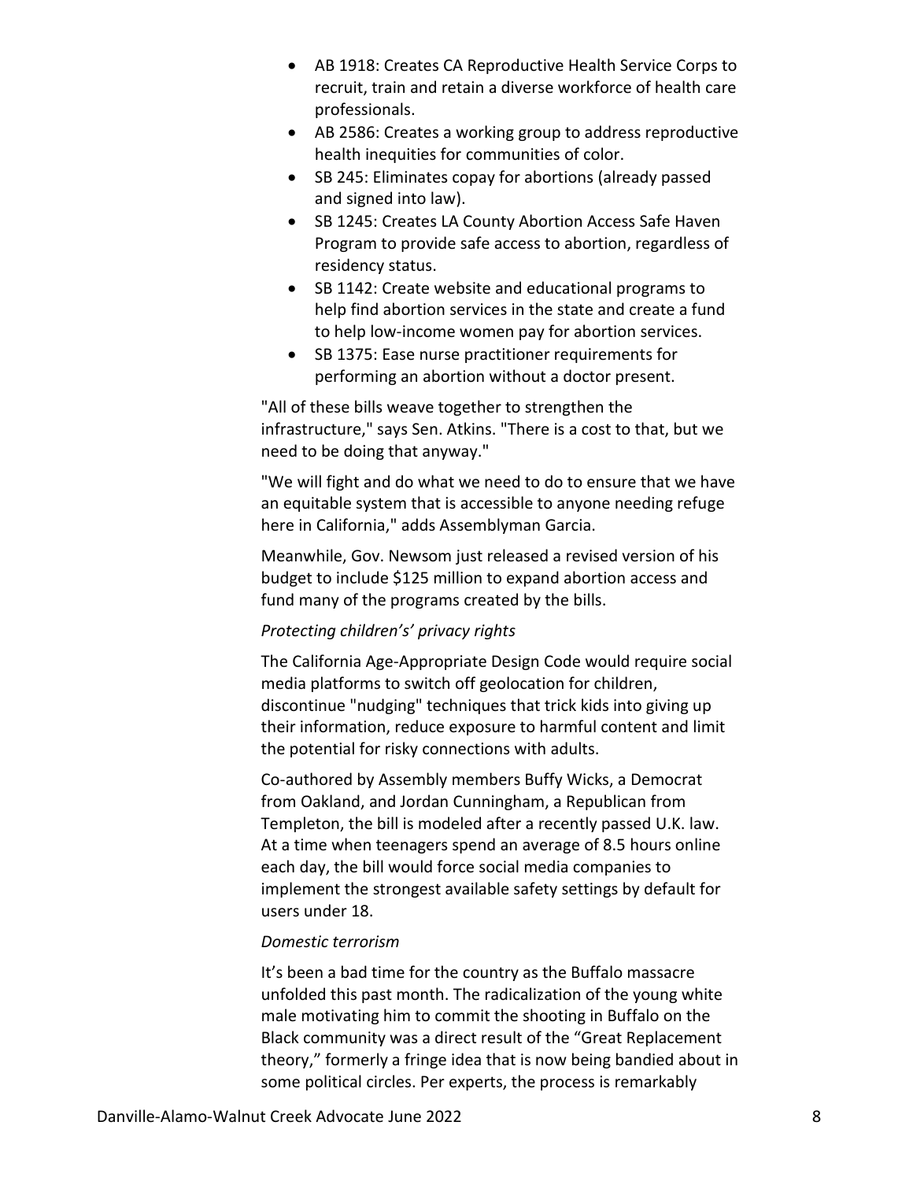- AB 1918: Creates CA Reproductive Health Service Corps to recruit, train and retain a diverse workforce of health care professionals.
- AB 2586: Creates a working group to address reproductive health inequities for communities of color.
- SB 245: Eliminates copay for abortions (already passed and signed into law).
- SB 1245: Creates LA County Abortion Access Safe Haven Program to provide safe access to abortion, regardless of residency status.
- SB 1142: Create website and educational programs to help find abortion services in the state and create a fund to help low-income women pay for abortion services.
- SB 1375: Ease nurse practitioner requirements for performing an abortion without a doctor present.

"All of these bills weave together to strengthen the infrastructure," says Sen. Atkins. "There is a cost to that, but we need to be doing that anyway."

"We will fight and do what we need to do to ensure that we have an equitable system that is accessible to anyone needing refuge here in California," adds Assemblyman Garcia.

Meanwhile, Gov. Newsom just released a revised version of his budget to include $125 million to expand abortion access and fund many of the programs created by the bills.

*Protecting children's' privacy rights*

The California Age-Appropriate Design Code would require social media platforms to switch off geolocation for children, discontinue "nudging" techniques that trick kids into giving up their information, reduce exposure to harmful content and limit the potential for risky connections with adults.

Co-authored by Assembly members Buffy Wicks, a Democrat from Oakland, and Jordan Cunningham, a Republican from Templeton, the bill is modeled after a recently passed U.K. law. At a time when teenagers spend an average of 8.5 hours online each day, the bill would force social media companies to implement the strongest available safety settings by default for users under 18.

*Domestic terrorism*

It's been a bad time for the country as the Buffalo massacre unfolded this past month. The radicalization of the young white male motivating him to commit the shooting in Buffalo on the Black community was a direct result of the "Great Replacement theory," formerly a fringe idea that is now being bandied about in some political circles. Per experts, the process is remarkably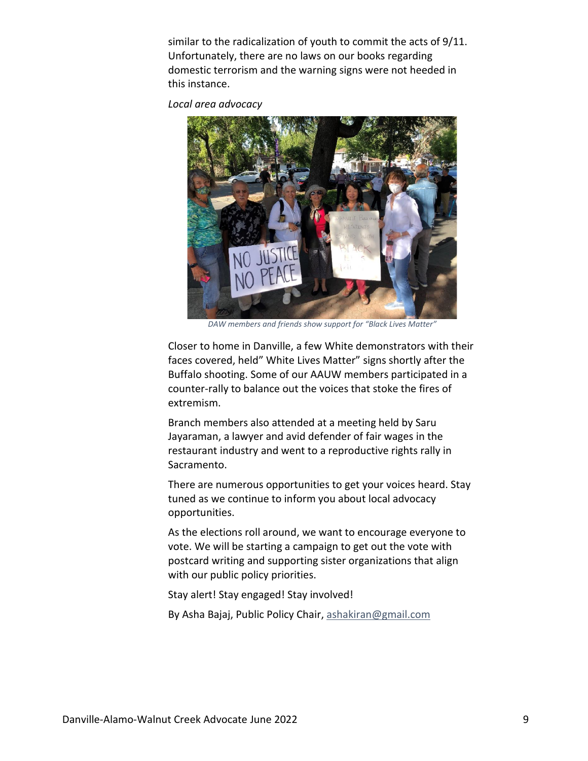similar to the radicalization of youth to commit the acts of 9/11. Unfortunately, there are no laws on our books regarding domestic terrorism and the warning signs were not heeded in this instance.

*Local area advocacy*

*DAW members and friends show support for "Black Lives Matter"*

Closer to home in Danville, a few White demonstrators with their faces covered, held" White Lives Matter" signs shortly after the Buffalo shooting. Some of our AAUW members participated in a counter-rally to balance out the voices that stoke the fires of extremism.

Branch members also attended at a meeting held by Saru Jayaraman, a lawyer and avid defender of fair wages in the restaurant industry and went to a reproductive rights rally in Sacramento.

There are numerous opportunities to get your voices heard. Stay tuned as we continue to inform you about local advocacy opportunities.

As the elections roll around, we want to encourage everyone to vote. We will be starting a campaign to get out the vote with postcard writing and supporting sister organizations that align with our public policy priorities.

Stay alert! Stay engaged! Stay involved!

By Asha Bajaj, Public Policy Chair, ashakiran@gmail.com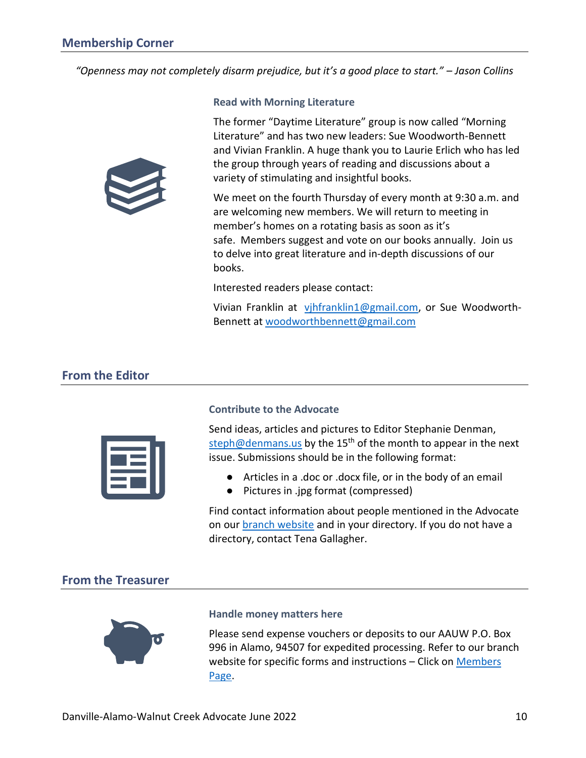## Membership Corner

*"Openness may not completely disarm prejudice, but it's a good place to start." – Jason Collins*

### Read with Morning Literature

The former "Daytime Literature" group is now called "Morning Literature" and has two new leaders: Sue Woodworth-Bennett and Vivian Franklin. A huge thank you to Laurie Erlich who has led the group through years of reading and discussions about a variety of stimulating and insightful books.

We meet on the fourth Thursday of every month at 9:30 a.m. and are welcoming new members. We will return to meeting in member's homes on a rotating basis as soon as it's safe. Members suggest and vote on our books annually. Join us to delve into great literature and in-depth discussions of our books.

Interested readers please contact:

Vivian Franklin at [vjhfranklin1@gmail.com](mailto:vjhfranklin1@gmail.com), or Sue Woodworth-Bennett at [woodworthbennett@gmail.com](mailto:woodworthbennett@gmail.com)

## From the Editor

### Contribute to the Advocate

Send ideas, articles and pictures to Editor Stephanie Denman, [steph@denmans.us](mailto:steph@denmans.us) by the 15th of the month to appear in the next issue. Submissions should be in the following format:

- Articles in a .doc or .docx file, or in the body of an email
- Pictures in .jpg format (compressed)

Find contact information about people mentioned in the Advocate on our branch website and in your directory. If you do not have a directory, contact Tena Gallagher.

## From the Treasurer

### Handle money matters here

Please send expense vouchers or deposits to our AAUW P.O. Box 996 in Alamo, 94507 for expedited processing. Refer to our branch website for specific forms and instructions – Click on Members Page.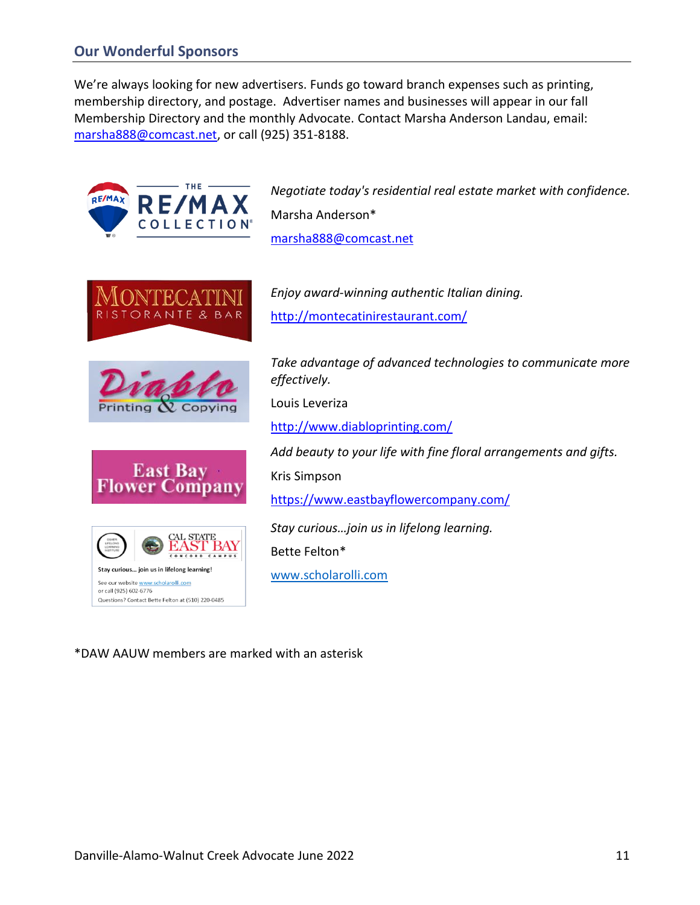## Our Wonderful Sponsors

We're always looking for new advertisers. Funds go toward branch expenses such as printing, membership directory, and postage. Advertiser names and businesses will appear in our fall Membership Directory and the monthly Advocate. Contact Marsha Anderson Landau, email: marsha888@comcast.net, or call (925) 351-8188.

*Negotiate today's residential real estate market with confidence.*

Marsha Anderson*

marsha888@comcast.net

*Enjoy award-winning authentic Italian dining.*

http://montecatinirestaurant.com/

*Take advantage of advanced technologies to communicate more effectively.*

Louis Leveriza

http://www.diabloprinting.com/

*Add beauty to your life with fine floral arrangements and gifts.*

Kris Simpson

https://www.eastbayflowercompany.com/

*Stay curious…join us in lifelong learning.*

Bette Felton*

www.scholarolli.com

*DAW AAUW members are marked with an asterisk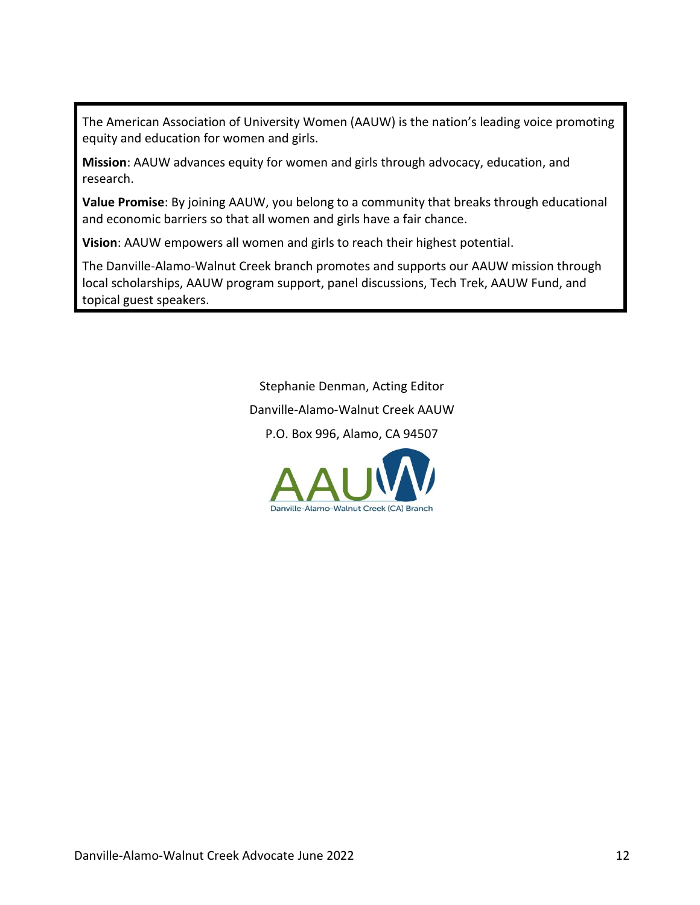The American Association of University Women (AAUW) is the nation's leading voice promoting equity and education for women and girls.

**Mission**: AAUW advances equity for women and girls through advocacy, education, and research.

**Value Promise**: By joining AAUW, you belong to a community that breaks through educational and economic barriers so that all women and girls have a fair chance.

**Vision**: AAUW empowers all women and girls to reach their highest potential.

The Danville-Alamo-Walnut Creek branch promotes and supports our AAUW mission through local scholarships, AAUW program support, panel discussions, Tech Trek, AAUW Fund, and topical guest speakers.

Stephanie Denman, Acting Editor

Danville-Alamo-Walnut Creek AAUW

P.O. Box 996, Alamo, CA 94507

AAUW

Danville-Alamo-Walnut Creek (CA) Branch